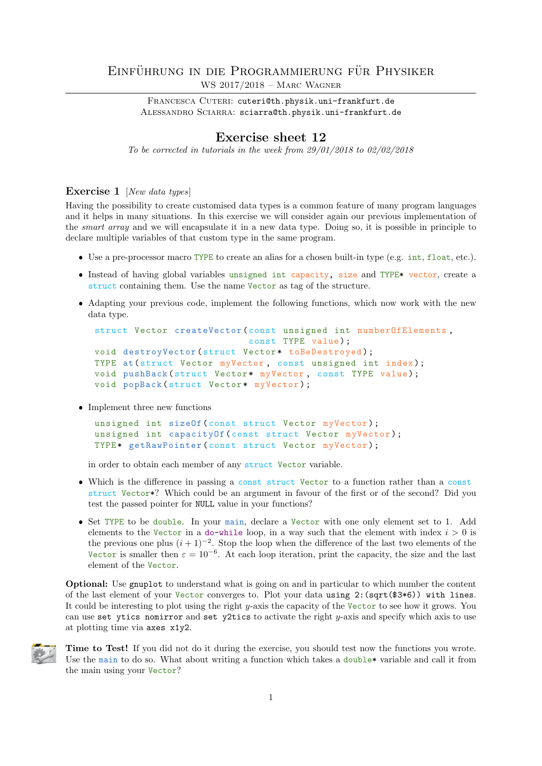# Einführung in die Programmierung für Physiker

WS 2017/2018 – Marc Wagner

Francesca Cuteri: cuteri@th.physik.uni-frankfurt.de
Alessandro Sciarra: sciarra@th.physik.uni-frankfurt.de

## Exercise sheet 12

*To be corrected in tutorials in the week from 29/01/2018 to 02/02/2018*

### Exercise 1 [*New data types*]

Having the possibility to create customised data types is a common feature of many program languages and it helps in many situations. In this exercise we will consider again our previous implementation of the *smart array* and we will encapsulate it in a new data type. Doing so, it is possible in principle to declare multiple variables of that custom type in the same program.

- Use a pre-processor macro `TYPE` to create an alias for a chosen built-in type (e.g. `int`, `float`, etc.).
- Instead of having global variables `unsigned int capacity`, `size` and `TYPE* vector`, create a `struct` containing them. Use the name `Vector` as tag of the structure.
- Adapting your previous code, implement the following functions, which now work with the new data type.

```
struct Vector createVector(const unsigned int numberOfElements,
                           const TYPE value);
void destroyVector(struct Vector* toBeDestroyed);
TYPE at(struct Vector myVector, const unsigned int index);
void pushBack(struct Vector* myVector, const TYPE value);
void popBack(struct Vector* myVector);
```

- Implement three new functions

```
unsigned int sizeOf(const struct Vector myVector);
unsigned int capacityOf(const struct Vector myVector);
TYPE* getRawPointer(const struct Vector myVector);
```

  in order to obtain each member of any `struct Vector` variable.

- Which is the difference in passing a `const struct Vector` to a function rather than a `const struct Vector*`? Which could be an argument in favour of the first or of the second? Did you test the passed pointer for `NULL` value in your functions?
- Set `TYPE` to be `double`. In your `main`, declare a `Vector` with one only element set to 1. Add elements to the `Vector` in a `do-while` loop, in a way such that the element with index $i > 0$ is the previous one plus $(i+1)^{-2}$. Stop the loop when the difference of the last two elements of the `Vector` is smaller then $\varepsilon = 10^{-6}$. At each loop iteration, print the capacity, the size and the last element of the `Vector`.

**Optional:** Use `gnuplot` to understand what is going on and in particular to which number the content of the last element of your `Vector` converges to. Plot your data `using 2:(sqrt($3*6)) with lines`. It could be interesting to plot using the right $y$-axis the capacity of the `Vector` to see how it grows. You can use `set ytics nomirror` and `set y2tics` to activate the right $y$-axis and specify which axis to use at plotting time via `axes x1y2`.

**Time to Test!** If you did not do it during the exercise, you should test now the functions you wrote. Use the `main` to do so. What about writing a function which takes a `double*` variable and call it from the main using your `Vector`?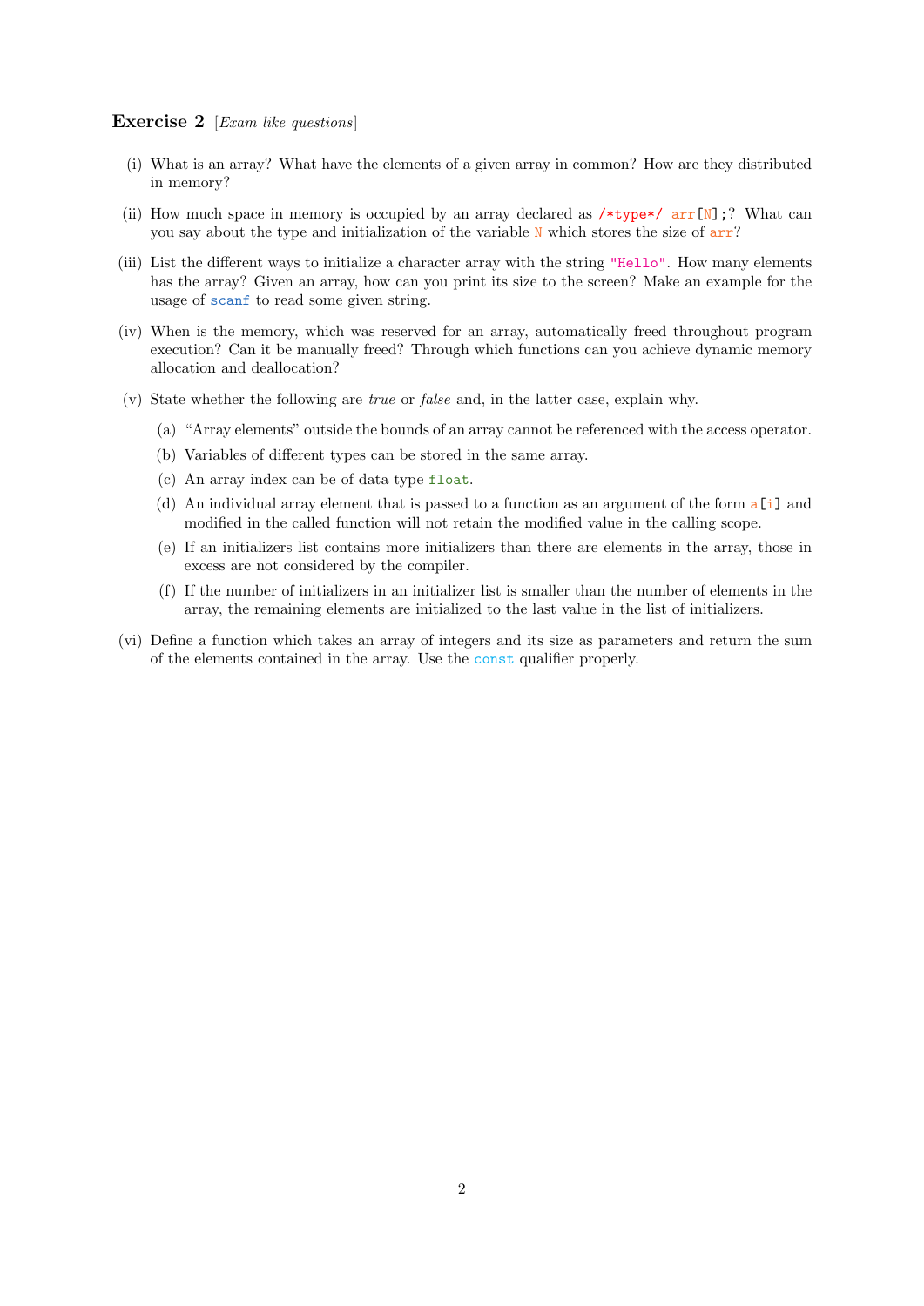### Exercise 2 [*Exam like questions*]

(i) What is an array? What have the elements of a given array in common? How are they distributed in memory?

(ii) How much space in memory is occupied by an array declared as `/*type*/ arr[N];`? What can you say about the type and initialization of the variable `N` which stores the size of `arr`?

(iii) List the different ways to initialize a character array with the string `"Hello"`. How many elements has the array? Given an array, how can you print its size to the screen? Make an example for the usage of `scanf` to read some given string.

(iv) When is the memory, which was reserved for an array, automatically freed throughout program execution? Can it be manually freed? Through which functions can you achieve dynamic memory allocation and deallocation?

(v) State whether the following are *true* or *false* and, in the latter case, explain why.

  (a) "Array elements" outside the bounds of an array cannot be referenced with the access operator.

  (b) Variables of different types can be stored in the same array.

  (c) An array index can be of data type `float`.

  (d) An individual array element that is passed to a function as an argument of the form `a[i]` and modified in the called function will not retain the modified value in the calling scope.

  (e) If an initializers list contains more initializers than there are elements in the array, those in excess are not considered by the compiler.

  (f) If the number of initializers in an initializer list is smaller than the number of elements in the array, the remaining elements are initialized to the last value in the list of initializers.

(vi) Define a function which takes an array of integers and its size as parameters and return the sum of the elements contained in the array. Use the `const` qualifier properly.